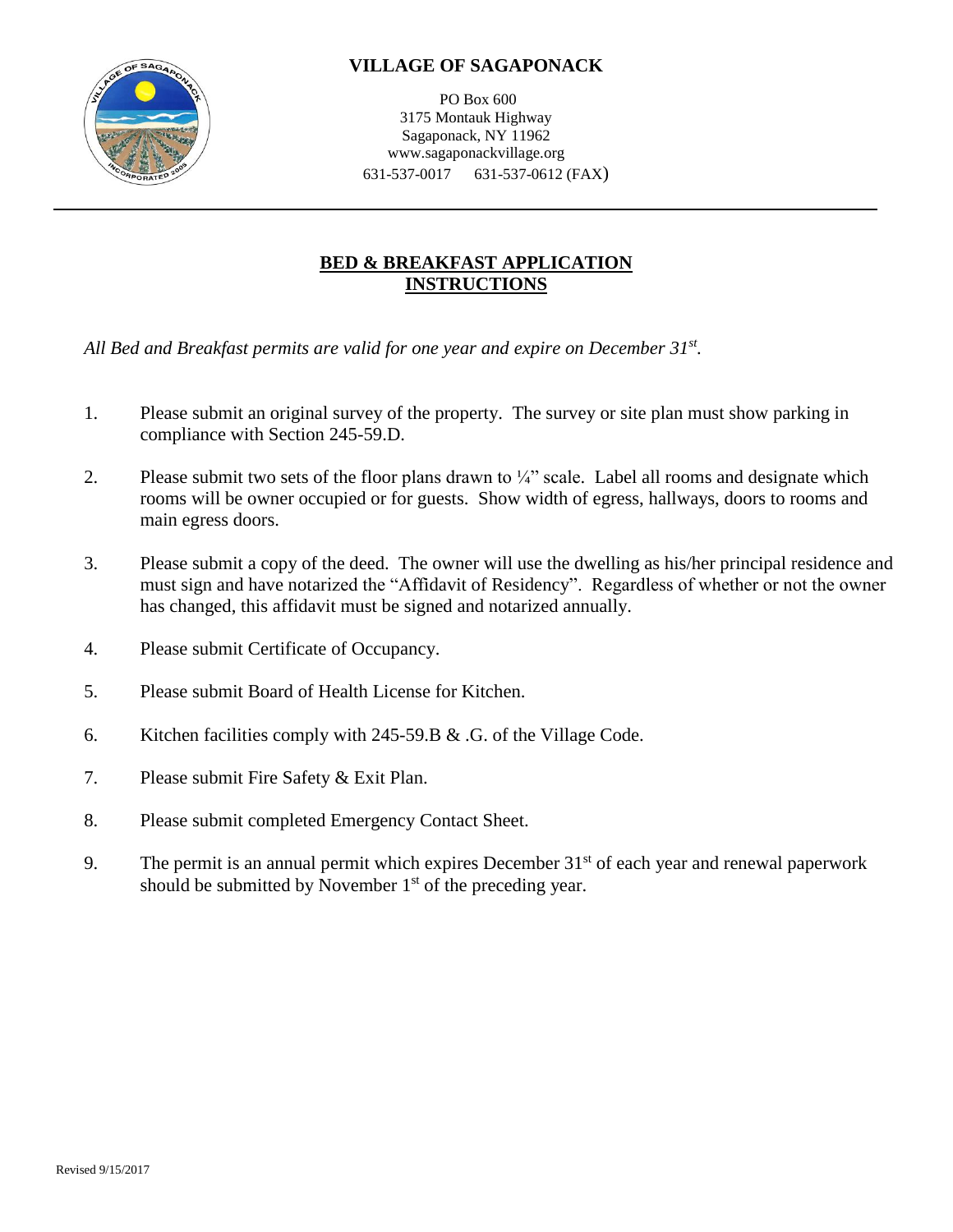# VILLAGE OF SAGAPONACK

PO Box 600
3175 Montauk Highway
Sagaponack, NY 11962
www.sagaponackvillage.org
631-537-0017 631-537-0612 (FAX)

---

## BED & BREAKFAST APPLICATION INSTRUCTIONS

*All Bed and Breakfast permits are valid for one year and expire on December 31st.*

1. Please submit an original survey of the property. The survey or site plan must show parking in compliance with Section 245-59.D.

2. Please submit two sets of the floor plans drawn to ¼" scale. Label all rooms and designate which rooms will be owner occupied or for guests. Show width of egress, hallways, doors to rooms and main egress doors.

3. Please submit a copy of the deed. The owner will use the dwelling as his/her principal residence and must sign and have notarized the "Affidavit of Residency". Regardless of whether or not the owner has changed, this affidavit must be signed and notarized annually.

4. Please submit Certificate of Occupancy.

5. Please submit Board of Health License for Kitchen.

6. Kitchen facilities comply with 245-59.B & .G. of the Village Code.

7. Please submit Fire Safety & Exit Plan.

8. Please submit completed Emergency Contact Sheet.

9. The permit is an annual permit which expires December 31st of each year and renewal paperwork should be submitted by November 1st of the preceding year.

Revised 9/15/2017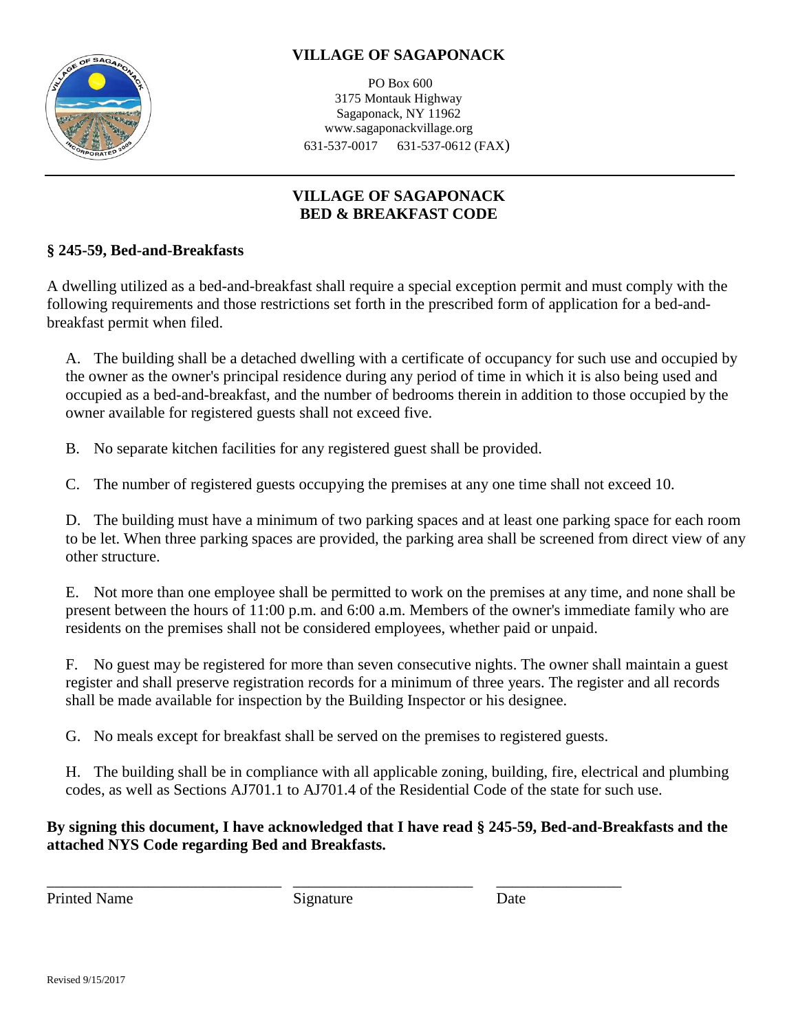# VILLAGE OF SAGAPONACK

PO Box 600
3175 Montauk Highway
Sagaponack, NY 11962
www.sagaponackvillage.org
631-537-0017 631-537-0612 (FAX)

---

## VILLAGE OF SAGAPONACK
## BED & BREAKFAST CODE

### § 245-59, Bed-and-Breakfasts

A dwelling utilized as a bed-and-breakfast shall require a special exception permit and must comply with the following requirements and those restrictions set forth in the prescribed form of application for a bed-and-breakfast permit when filed.

A. The building shall be a detached dwelling with a certificate of occupancy for such use and occupied by the owner as the owner's principal residence during any period of time in which it is also being used and occupied as a bed-and-breakfast, and the number of bedrooms therein in addition to those occupied by the owner available for registered guests shall not exceed five.

B. No separate kitchen facilities for any registered guest shall be provided.

C. The number of registered guests occupying the premises at any one time shall not exceed 10.

D. The building must have a minimum of two parking spaces and at least one parking space for each room to be let. When three parking spaces are provided, the parking area shall be screened from direct view of any other structure.

E. Not more than one employee shall be permitted to work on the premises at any time, and none shall be present between the hours of 11:00 p.m. and 6:00 a.m. Members of the owner's immediate family who are residents on the premises shall not be considered employees, whether paid or unpaid.

F. No guest may be registered for more than seven consecutive nights. The owner shall maintain a guest register and shall preserve registration records for a minimum of three years. The register and all records shall be made available for inspection by the Building Inspector or his designee.

G. No meals except for breakfast shall be served on the premises to registered guests.

H. The building shall be in compliance with all applicable zoning, building, fire, electrical and plumbing codes, as well as Sections AJ701.1 to AJ701.4 of the Residential Code of the state for such use.

**By signing this document, I have acknowledged that I have read § 245-59, Bed-and-Breakfasts and the attached NYS Code regarding Bed and Breakfasts.**

______________________________ ________________________ ________________

Printed Name Signature Date

Revised 9/15/2017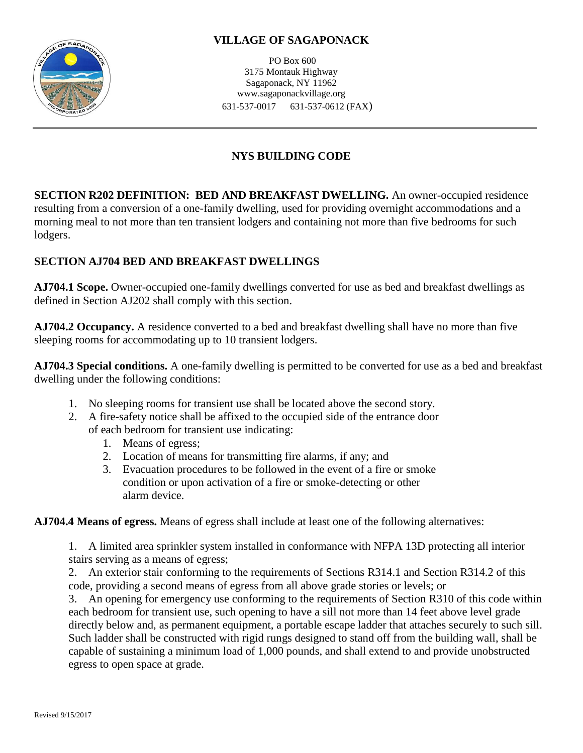# VILLAGE OF SAGAPONACK

PO Box 600
3175 Montauk Highway
Sagaponack, NY 11962
www.sagaponackvillage.org
631-537-0017 631-537-0612 (FAX)

## NYS BUILDING CODE

**SECTION R202 DEFINITION: BED AND BREAKFAST DWELLING.** An owner-occupied residence resulting from a conversion of a one-family dwelling, used for providing overnight accommodations and a morning meal to not more than ten transient lodgers and containing not more than five bedrooms for such lodgers.

### SECTION AJ704 BED AND BREAKFAST DWELLINGS

**AJ704.1 Scope.** Owner-occupied one-family dwellings converted for use as bed and breakfast dwellings as defined in Section AJ202 shall comply with this section.

**AJ704.2 Occupancy.** A residence converted to a bed and breakfast dwelling shall have no more than five sleeping rooms for accommodating up to 10 transient lodgers.

**AJ704.3 Special conditions.** A one-family dwelling is permitted to be converted for use as a bed and breakfast dwelling under the following conditions:

1. No sleeping rooms for transient use shall be located above the second story.
2. A fire-safety notice shall be affixed to the occupied side of the entrance door of each bedroom for transient use indicating:
    1. Means of egress;
    2. Location of means for transmitting fire alarms, if any; and
    3. Evacuation procedures to be followed in the event of a fire or smoke condition or upon activation of a fire or smoke-detecting or other alarm device.

**AJ704.4 Means of egress.** Means of egress shall include at least one of the following alternatives:

1. A limited area sprinkler system installed in conformance with NFPA 13D protecting all interior stairs serving as a means of egress;
2. An exterior stair conforming to the requirements of Sections R314.1 and Section R314.2 of this code, providing a second means of egress from all above grade stories or levels; or
3. An opening for emergency use conforming to the requirements of Section R310 of this code within each bedroom for transient use, such opening to have a sill not more than 14 feet above level grade directly below and, as permanent equipment, a portable escape ladder that attaches securely to such sill. Such ladder shall be constructed with rigid rungs designed to stand off from the building wall, shall be capable of sustaining a minimum load of 1,000 pounds, and shall extend to and provide unobstructed egress to open space at grade.

Revised 9/15/2017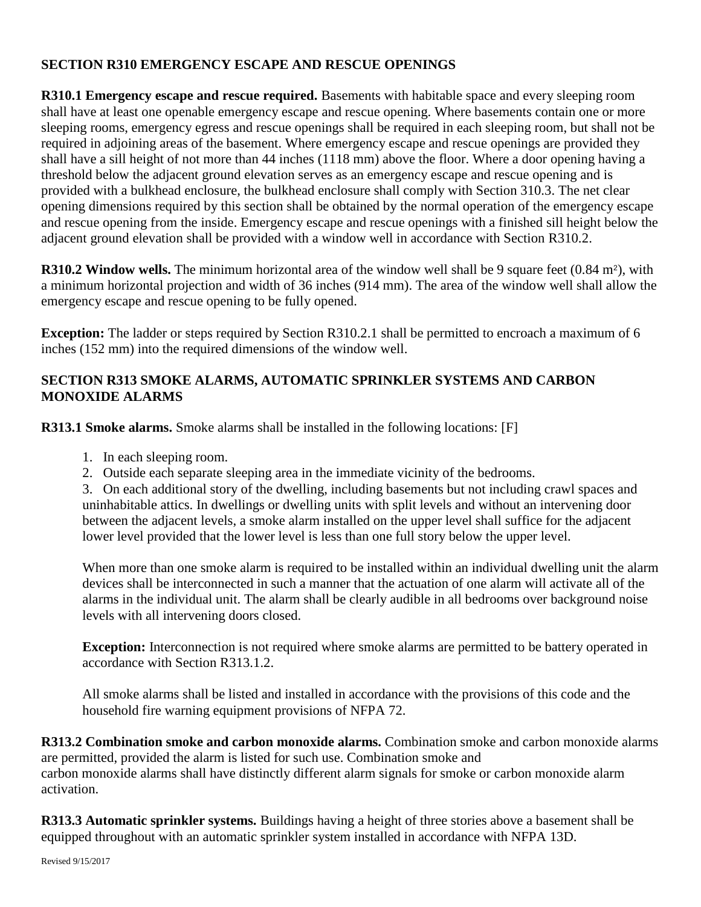**SECTION R310 EMERGENCY ESCAPE AND RESCUE OPENINGS**

**R310.1 Emergency escape and rescue required.** Basements with habitable space and every sleeping room shall have at least one openable emergency escape and rescue opening. Where basements contain one or more sleeping rooms, emergency egress and rescue openings shall be required in each sleeping room, but shall not be required in adjoining areas of the basement. Where emergency escape and rescue openings are provided they shall have a sill height of not more than 44 inches (1118 mm) above the floor. Where a door opening having a threshold below the adjacent ground elevation serves as an emergency escape and rescue opening and is provided with a bulkhead enclosure, the bulkhead enclosure shall comply with Section 310.3. The net clear opening dimensions required by this section shall be obtained by the normal operation of the emergency escape and rescue opening from the inside. Emergency escape and rescue openings with a finished sill height below the adjacent ground elevation shall be provided with a window well in accordance with Section R310.2.

**R310.2 Window wells.** The minimum horizontal area of the window well shall be 9 square feet (0.84 $m^2$), with a minimum horizontal projection and width of 36 inches (914 mm). The area of the window well shall allow the emergency escape and rescue opening to be fully opened.

**Exception:** The ladder or steps required by Section R310.2.1 shall be permitted to encroach a maximum of 6 inches (152 mm) into the required dimensions of the window well.

**SECTION R313 SMOKE ALARMS, AUTOMATIC SPRINKLER SYSTEMS AND CARBON MONOXIDE ALARMS**

**R313.1 Smoke alarms.** Smoke alarms shall be installed in the following locations: [F]

1. In each sleeping room.
2. Outside each separate sleeping area in the immediate vicinity of the bedrooms.
3. On each additional story of the dwelling, including basements but not including crawl spaces and uninhabitable attics. In dwellings or dwelling units with split levels and without an intervening door between the adjacent levels, a smoke alarm installed on the upper level shall suffice for the adjacent lower level provided that the lower level is less than one full story below the upper level.

When more than one smoke alarm is required to be installed within an individual dwelling unit the alarm devices shall be interconnected in such a manner that the actuation of one alarm will activate all of the alarms in the individual unit. The alarm shall be clearly audible in all bedrooms over background noise levels with all intervening doors closed.

**Exception:** Interconnection is not required where smoke alarms are permitted to be battery operated in accordance with Section R313.1.2.

All smoke alarms shall be listed and installed in accordance with the provisions of this code and the household fire warning equipment provisions of NFPA 72.

**R313.2 Combination smoke and carbon monoxide alarms.** Combination smoke and carbon monoxide alarms are permitted, provided the alarm is listed for such use. Combination smoke and carbon monoxide alarms shall have distinctly different alarm signals for smoke or carbon monoxide alarm activation.

**R313.3 Automatic sprinkler systems.** Buildings having a height of three stories above a basement shall be equipped throughout with an automatic sprinkler system installed in accordance with NFPA 13D.

Revised 9/15/2017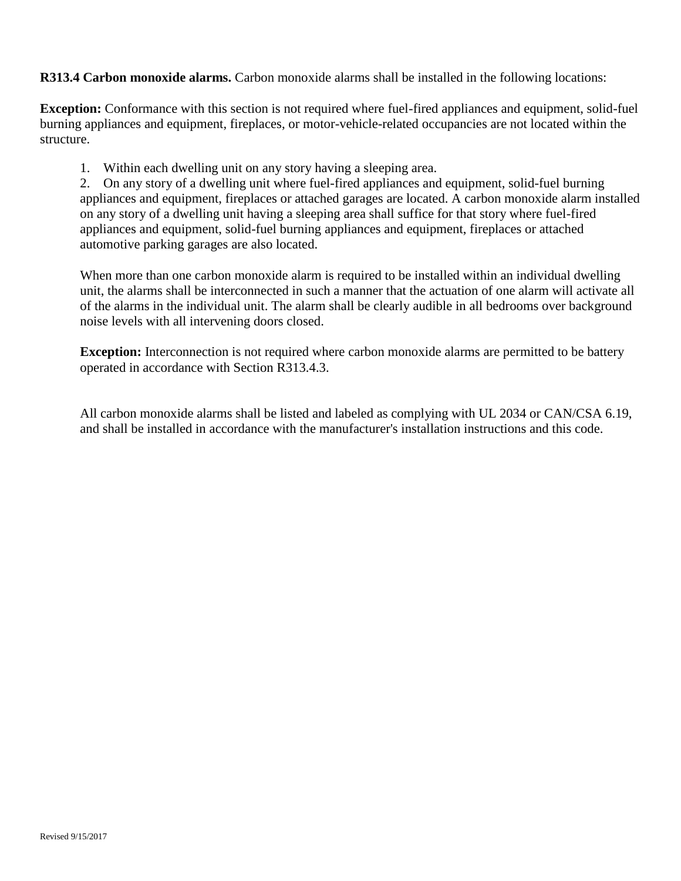**R313.4 Carbon monoxide alarms.** Carbon monoxide alarms shall be installed in the following locations:

**Exception:** Conformance with this section is not required where fuel-fired appliances and equipment, solid-fuel burning appliances and equipment, fireplaces, or motor-vehicle-related occupancies are not located within the structure.

1. Within each dwelling unit on any story having a sleeping area.
2. On any story of a dwelling unit where fuel-fired appliances and equipment, solid-fuel burning appliances and equipment, fireplaces or attached garages are located. A carbon monoxide alarm installed on any story of a dwelling unit having a sleeping area shall suffice for that story where fuel-fired appliances and equipment, solid-fuel burning appliances and equipment, fireplaces or attached automotive parking garages are also located.

When more than one carbon monoxide alarm is required to be installed within an individual dwelling unit, the alarms shall be interconnected in such a manner that the actuation of one alarm will activate all of the alarms in the individual unit. The alarm shall be clearly audible in all bedrooms over background noise levels with all intervening doors closed.

**Exception:** Interconnection is not required where carbon monoxide alarms are permitted to be battery operated in accordance with Section R313.4.3.

All carbon monoxide alarms shall be listed and labeled as complying with UL 2034 or CAN/CSA 6.19, and shall be installed in accordance with the manufacturer's installation instructions and this code.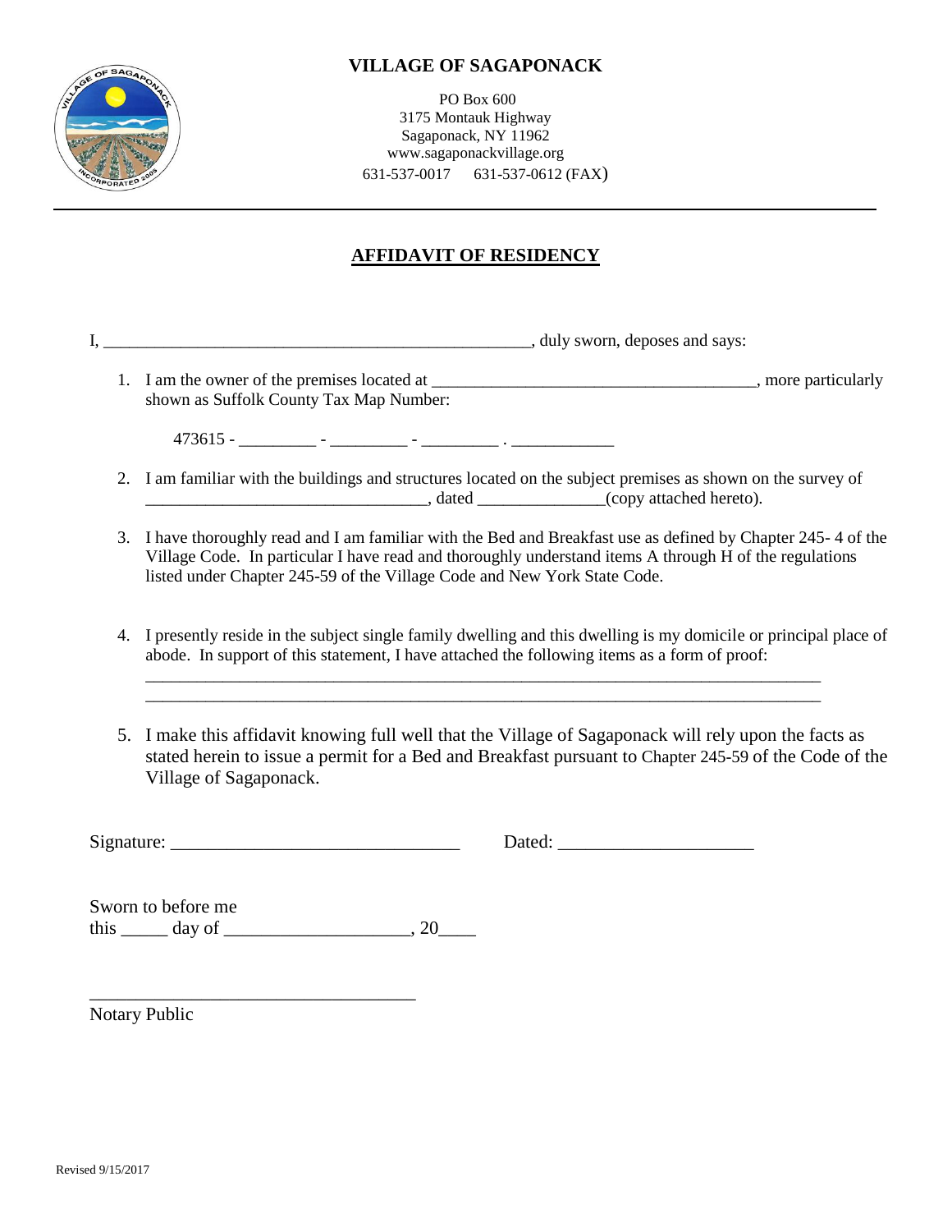**VILLAGE OF SAGAPONACK**

PO Box 600
3175 Montauk Highway
Sagaponack, NY 11962
www.sagaponackvillage.org
631-537-0017 631-537-0612 (FAX)

---

# AFFIDAVIT OF RESIDENCY

I, ___________________________________________________, duly sworn, deposes and says:

1. I am the owner of the premises located at _____________________________________, more particularly shown as Suffolk County Tax Map Number:

   473615 - _________ - _________ - _________ . ____________

2. I am familiar with the buildings and structures located on the subject premises as shown on the survey of ________________________________, dated ______________(copy attached hereto).

3. I have thoroughly read and I am familiar with the Bed and Breakfast use as defined by Chapter 245- 4 of the Village Code. In particular I have read and thoroughly understand items A through H of the regulations listed under Chapter 245-59 of the Village Code and New York State Code.

4. I presently reside in the subject single family dwelling and this dwelling is my domicile or principal place of abode. In support of this statement, I have attached the following items as a form of proof:
   ________________________________________________________________________________
   ________________________________________________________________________________

5. I make this affidavit knowing full well that the Village of Sagaponack will rely upon the facts as stated herein to issue a permit for a Bed and Breakfast pursuant to Chapter 245-59 of the Code of the Village of Sagaponack.

Signature: ______________________________ Dated: ____________________

Sworn to before me
this _____ day of ___________________, 20____

___________________________________
Notary Public

Revised 9/15/2017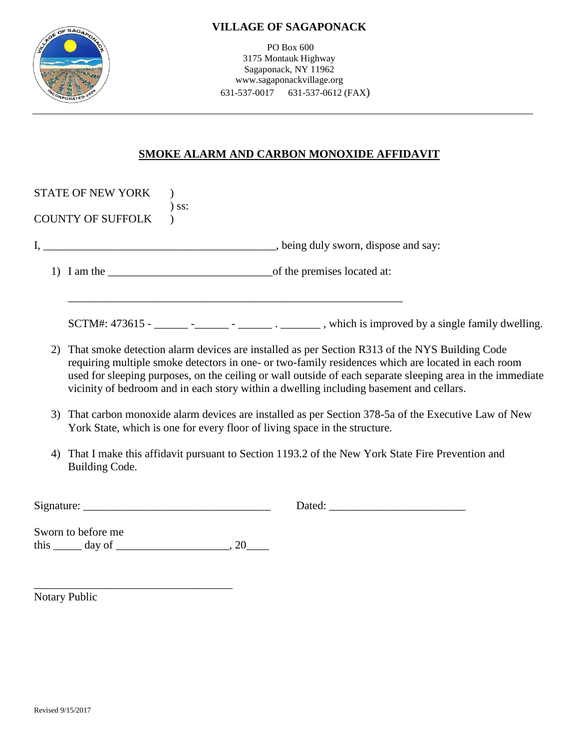# VILLAGE OF SAGAPONACK

PO Box 600
3175 Montauk Highway
Sagaponack, NY 11962
www.sagaponackvillage.org
631-537-0017 631-537-0612 (FAX)

---

## SMOKE ALARM AND CARBON MONOXIDE AFFIDAVIT

STATE OF NEW YORK )
) ss:
COUNTY OF SUFFOLK )

I, _________________________________________, being duly sworn, dispose and say:

1) I am the _____________________________of the premises located at:

   ____________________________________________________________

   SCTM#: 473615 - ______ -______ - ______ . _______ , which is improved by a single family dwelling.

2) That smoke detection alarm devices are installed as per Section R313 of the NYS Building Code requiring multiple smoke detectors in one- or two-family residences which are located in each room used for sleeping purposes, on the ceiling or wall outside of each separate sleeping area in the immediate vicinity of bedroom and in each story within a dwelling including basement and cellars.

3) That carbon monoxide alarm devices are installed as per Section 378-5a of the Executive Law of New York State, which is one for every floor of living space in the structure.

4) That I make this affidavit pursuant to Section 1193.2 of the New York State Fire Prevention and Building Code.

Signature: _________________________________ Dated: ________________________

Sworn to before me
this _____ day of ___________________, 20____

___________________________________
Notary Public

Revised 9/15/2017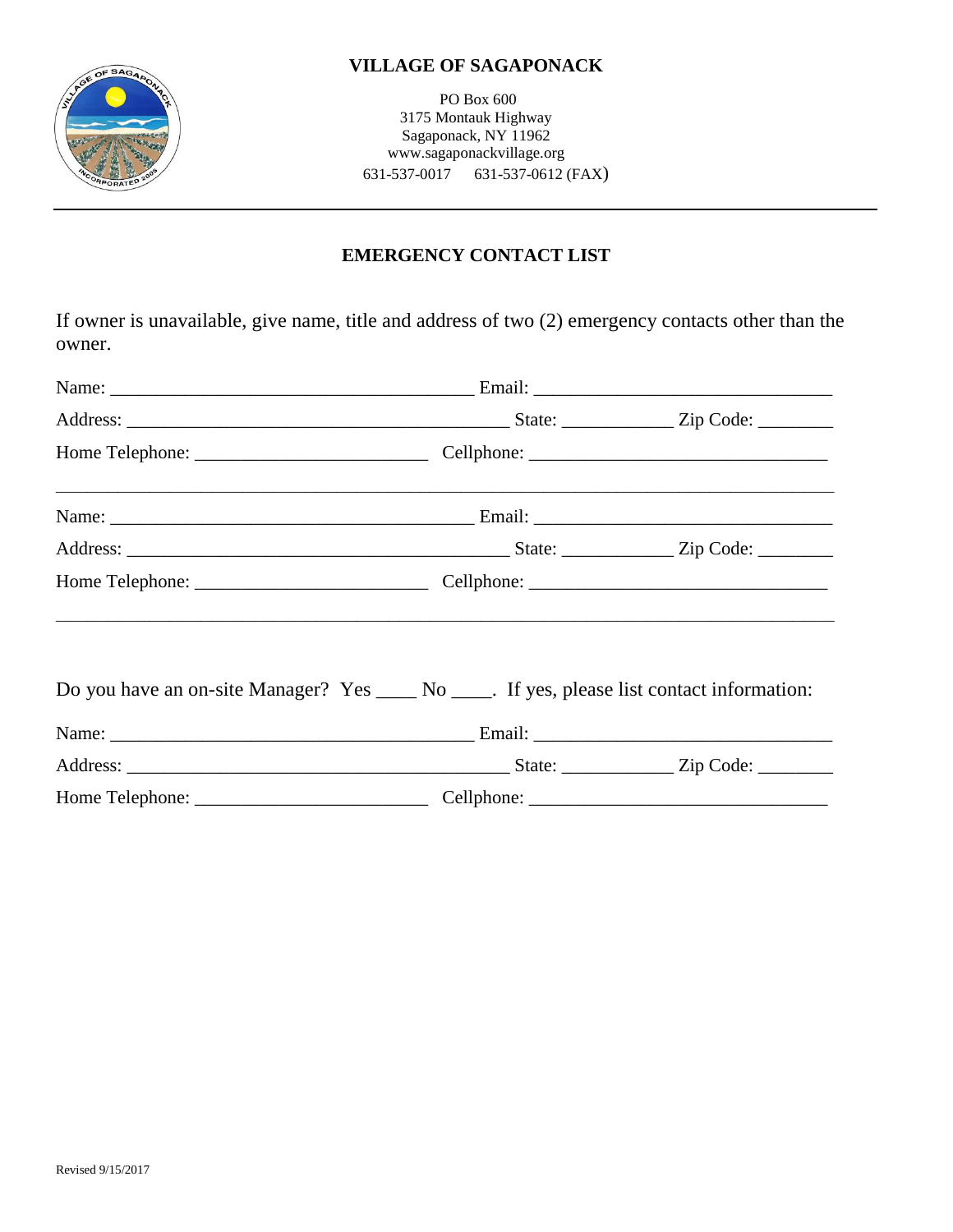# VILLAGE OF SAGAPONACK

PO Box 600
3175 Montauk Highway
Sagaponack, NY 11962
www.sagaponackvillage.org
631-537-0017 631-537-0612 (FAX)

---

## EMERGENCY CONTACT LIST

If owner is unavailable, give name, title and address of two (2) emergency contacts other than the owner.

Name: ______________________________________ Email: ________________________________

Address: ________________________________________ State: ____________ Zip Code: ________

Home Telephone: _________________________ Cellphone: ________________________________

---

Name: ______________________________________ Email: ________________________________

Address: ________________________________________ State: ____________ Zip Code: ________

Home Telephone: _________________________ Cellphone: ________________________________

---

Do you have an on-site Manager? Yes ____ No ____. If yes, please list contact information:

Name: ______________________________________ Email: ________________________________

Address: ________________________________________ State: ____________ Zip Code: ________

Home Telephone: _________________________ Cellphone: ________________________________

Revised 9/15/2017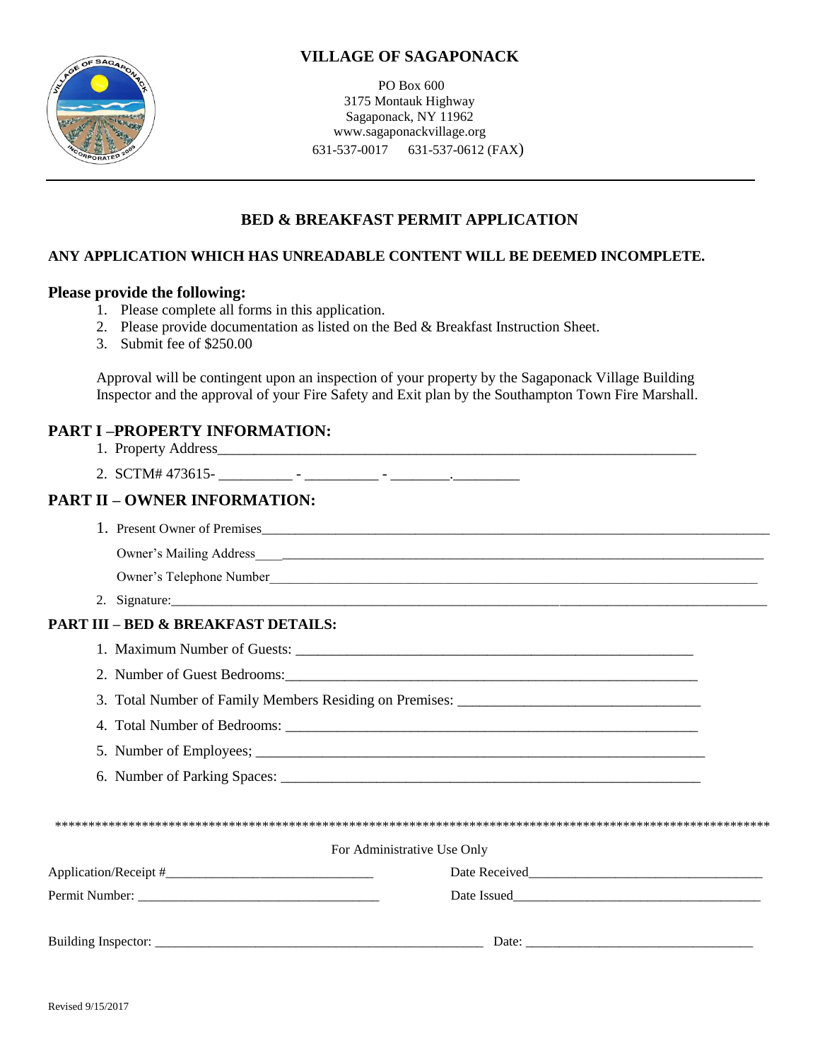# VILLAGE OF SAGAPONACK

PO Box 600
3175 Montauk Highway
Sagaponack, NY 11962
www.sagaponackvillage.org
631-537-0017 631-537-0612 (FAX)

---

## BED & BREAKFAST PERMIT APPLICATION

**ANY APPLICATION WHICH HAS UNREADABLE CONTENT WILL BE DEEMED INCOMPLETE.**

### Please provide the following:

1. Please complete all forms in this application.
2. Please provide documentation as listed on the Bed & Breakfast Instruction Sheet.
3. Submit fee of $250.00

Approval will be contingent upon an inspection of your property by the Sagaponack Village Building Inspector and the approval of your Fire Safety and Exit plan by the Southampton Town Fire Marshall.

### PART I –PROPERTY INFORMATION:

1. Property Address_______________________________________________
2. SCTM# 473615- _________ - _________ - ________.________

### PART II – OWNER INFORMATION:

1. Present Owner of Premises_______________________________________________

   Owner's Mailing Address_______________________________________________

   Owner's Telephone Number_______________________________________________
2. Signature:_______________________________________________

### PART III – BED & BREAKFAST DETAILS:

1. Maximum Number of Guests: _______________________________________________
2. Number of Guest Bedrooms:_______________________________________________
3. Total Number of Family Members Residing on Premises: ________________________
4. Total Number of Bedrooms: _______________________________________________
5. Number of Employees; _______________________________________________
6. Number of Parking Spaces: _______________________________________________

*************************************************************************************

For Administrative Use Only

Application/Receipt #____________________________ Date Received____________________________

Permit Number: ____________________________ Date Issued____________________________

Building Inspector: ____________________________ Date: ____________________________

Revised 9/15/2017